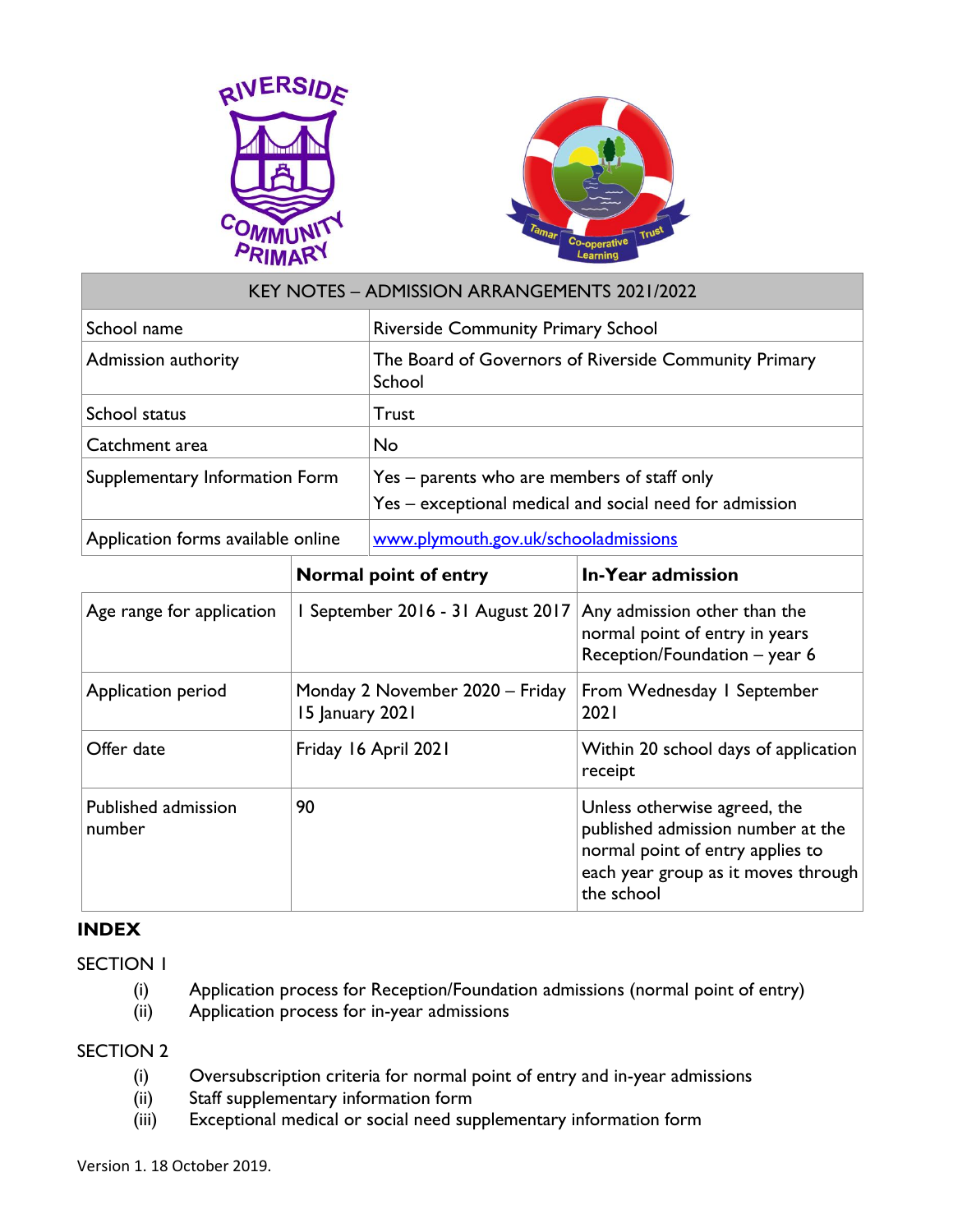| KEY NOTES – ADMISSION ARRANGEMENTS 2021/2022 | | |
|---|---|---|
| School name | Riverside Community Primary School | |
| Admission authority | The Board of Governors of Riverside Community Primary School | |
| School status | Trust | |
| Catchment area | No | |
| Supplementary Information Form | Yes – parents who are members of staff only<br>Yes – exceptional medical and social need for admission | |
| Application forms available online | www.plymouth.gov.uk/schooladmissions | |
| | **Normal point of entry** | **In-Year admission** |
| Age range for application | 1 September 2016 - 31 August 2017 | Any admission other than the normal point of entry in years Reception/Foundation – year 6 |
| Application period | Monday 2 November 2020 – Friday 15 January 2021 | From Wednesday 1 September 2021 |
| Offer date | Friday 16 April 2021 | Within 20 school days of application receipt |
| Published admission number | 90 | Unless otherwise agreed, the published admission number at the normal point of entry applies to each year group as it moves through the school |

## INDEX

SECTION 1

- (i) Application process for Reception/Foundation admissions (normal point of entry)
- (ii) Application process for in-year admissions

SECTION 2

- (i) Oversubscription criteria for normal point of entry and in-year admissions
- (ii) Staff supplementary information form
- (iii) Exceptional medical or social need supplementary information form

Version 1. 18 October 2019.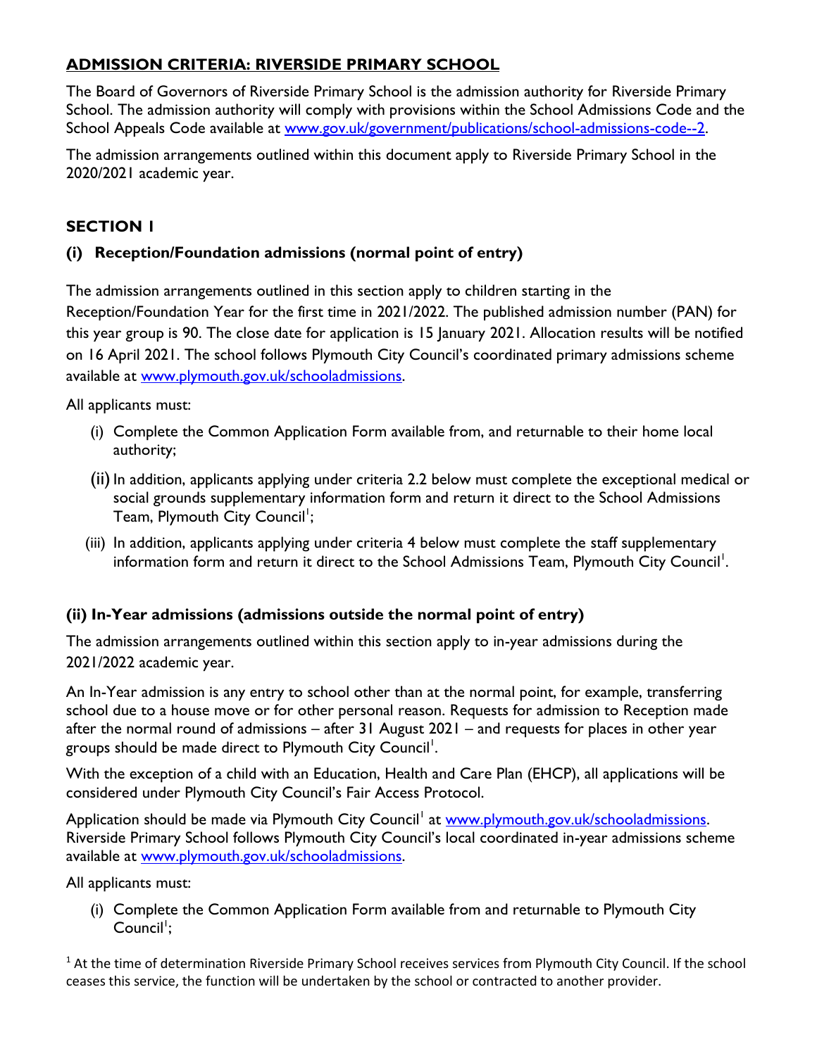## ADMISSION CRITERIA: RIVERSIDE PRIMARY SCHOOL

The Board of Governors of Riverside Primary School is the admission authority for Riverside Primary School. The admission authority will comply with provisions within the School Admissions Code and the School Appeals Code available at [www.gov.uk/government/publications/school-admissions-code--2](www.gov.uk/government/publications/school-admissions-code--2).

The admission arrangements outlined within this document apply to Riverside Primary School in the 2020/2021 academic year.

### SECTION 1

### (i) Reception/Foundation admissions (normal point of entry)

The admission arrangements outlined in this section apply to children starting in the Reception/Foundation Year for the first time in 2021/2022. The published admission number (PAN) for this year group is 90. The close date for application is 15 January 2021. Allocation results will be notified on 16 April 2021. The school follows Plymouth City Council's coordinated primary admissions scheme available at [www.plymouth.gov.uk/schooladmissions](www.plymouth.gov.uk/schooladmissions).

All applicants must:

(i) Complete the Common Application Form available from, and returnable to their home local authority;

(ii) In addition, applicants applying under criteria 2.2 below must complete the exceptional medical or social grounds supplementary information form and return it direct to the School Admissions Team, Plymouth City Council[1];

(iii) In addition, applicants applying under criteria 4 below must complete the staff supplementary information form and return it direct to the School Admissions Team, Plymouth City Council[1].

### (ii) In-Year admissions (admissions outside the normal point of entry)

The admission arrangements outlined within this section apply to in-year admissions during the 2021/2022 academic year.

An In-Year admission is any entry to school other than at the normal point, for example, transferring school due to a house move or for other personal reason. Requests for admission to Reception made after the normal round of admissions – after 31 August 2021 – and requests for places in other year groups should be made direct to Plymouth City Council[1].

With the exception of a child with an Education, Health and Care Plan (EHCP), all applications will be considered under Plymouth City Council's Fair Access Protocol.

Application should be made via Plymouth City Council[1] at [www.plymouth.gov.uk/schooladmissions](www.plymouth.gov.uk/schooladmissions). Riverside Primary School follows Plymouth City Council's local coordinated in-year admissions scheme available at [www.plymouth.gov.uk/schooladmissions](www.plymouth.gov.uk/schooladmissions).

All applicants must:

(i) Complete the Common Application Form available from and returnable to Plymouth City Council[1];

[1] At the time of determination Riverside Primary School receives services from Plymouth City Council. If the school ceases this service, the function will be undertaken by the school or contracted to another provider.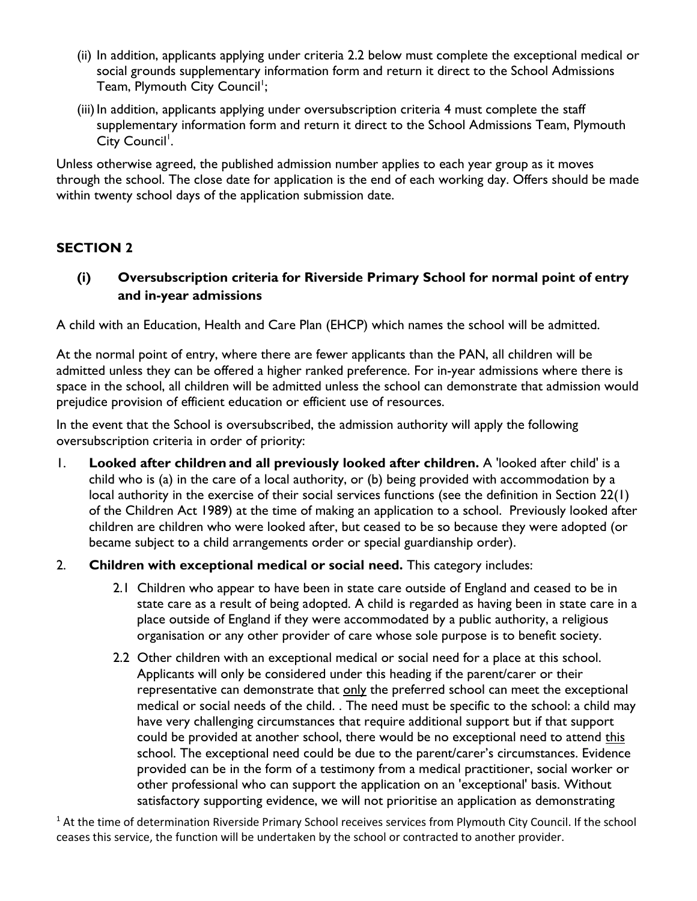(ii) In addition, applicants applying under criteria 2.2 below must complete the exceptional medical or social grounds supplementary information form and return it direct to the School Admissions Team, Plymouth City Council[1];

(iii) In addition, applicants applying under oversubscription criteria 4 must complete the staff supplementary information form and return it direct to the School Admissions Team, Plymouth City Council[1].

Unless otherwise agreed, the published admission number applies to each year group as it moves through the school. The close date for application is the end of each working day. Offers should be made within twenty school days of the application submission date.

## SECTION 2

### (i) Oversubscription criteria for Riverside Primary School for normal point of entry and in-year admissions

A child with an Education, Health and Care Plan (EHCP) which names the school will be admitted.

At the normal point of entry, where there are fewer applicants than the PAN, all children will be admitted unless they can be offered a higher ranked preference. For in-year admissions where there is space in the school, all children will be admitted unless the school can demonstrate that admission would prejudice provision of efficient education or efficient use of resources.

In the event that the School is oversubscribed, the admission authority will apply the following oversubscription criteria in order of priority:

1. **Looked after children and all previously looked after children.** A 'looked after child' is a child who is (a) in the care of a local authority, or (b) being provided with accommodation by a local authority in the exercise of their social services functions (see the definition in Section 22(1) of the Children Act 1989) at the time of making an application to a school. Previously looked after children are children who were looked after, but ceased to be so because they were adopted (or became subject to a child arrangements order or special guardianship order).

2. **Children with exceptional medical or social need.** This category includes:

   2.1 Children who appear to have been in state care outside of England and ceased to be in state care as a result of being adopted. A child is regarded as having been in state care in a place outside of England if they were accommodated by a public authority, a religious organisation or any other provider of care whose sole purpose is to benefit society.

   2.2 Other children with an exceptional medical or social need for a place at this school. Applicants will only be considered under this heading if the parent/carer or their representative can demonstrate that only the preferred school can meet the exceptional medical or social needs of the child. . The need must be specific to the school: a child may have very challenging circumstances that require additional support but if that support could be provided at another school, there would be no exceptional need to attend this school. The exceptional need could be due to the parent/carer's circumstances. Evidence provided can be in the form of a testimony from a medical practitioner, social worker or other professional who can support the application on an 'exceptional' basis. Without satisfactory supporting evidence, we will not prioritise an application as demonstrating

[1] At the time of determination Riverside Primary School receives services from Plymouth City Council. If the school ceases this service, the function will be undertaken by the school or contracted to another provider.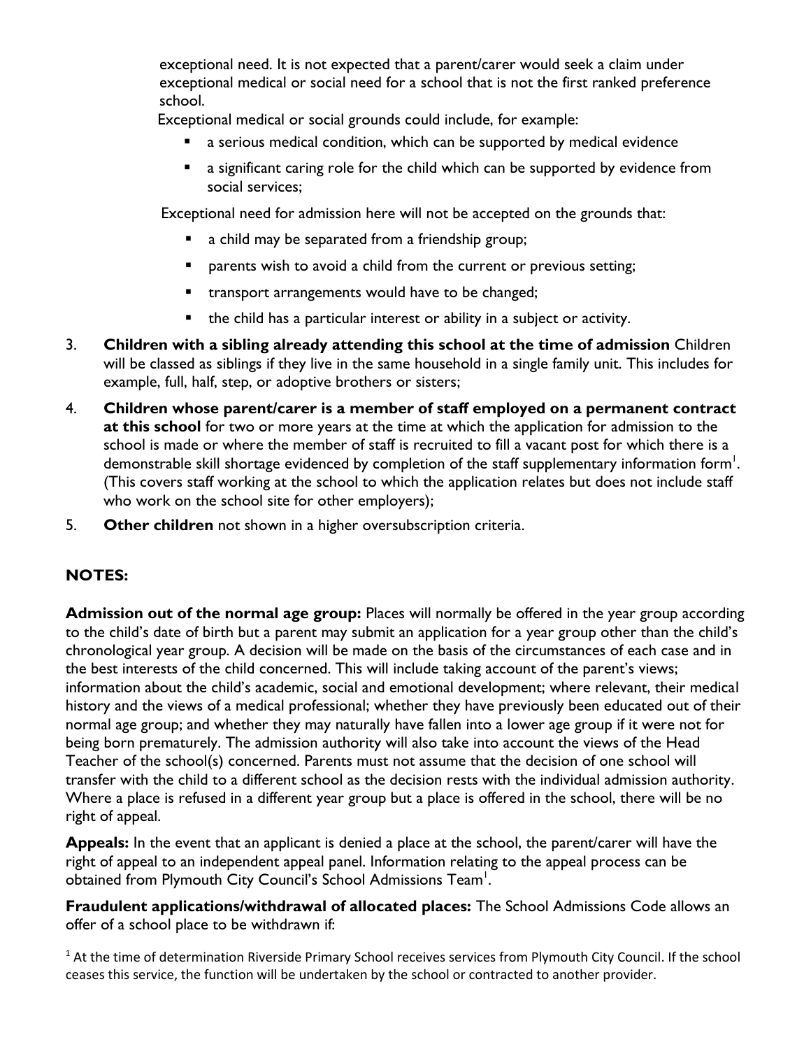exceptional need. It is not expected that a parent/carer would seek a claim under exceptional medical or social need for a school that is not the first ranked preference school.

Exceptional medical or social grounds could include, for example:

- a serious medical condition, which can be supported by medical evidence
- a significant caring role for the child which can be supported by evidence from social services;

Exceptional need for admission here will not be accepted on the grounds that:

- a child may be separated from a friendship group;
- parents wish to avoid a child from the current or previous setting;
- transport arrangements would have to be changed;
- the child has a particular interest or ability in a subject or activity.

3. **Children with a sibling already attending this school at the time of admission** Children will be classed as siblings if they live in the same household in a single family unit. This includes for example, full, half, step, or adoptive brothers or sisters;
4. **Children whose parent/carer is a member of staff employed on a permanent contract at this school** for two or more years at the time at which the application for admission to the school is made or where the member of staff is recruited to fill a vacant post for which there is a demonstrable skill shortage evidenced by completion of the staff supplementary information form[1]. (This covers staff working at the school to which the application relates but does not include staff who work on the school site for other employers);
5. **Other children** not shown in a higher oversubscription criteria.

## NOTES:

**Admission out of the normal age group:** Places will normally be offered in the year group according to the child's date of birth but a parent may submit an application for a year group other than the child's chronological year group. A decision will be made on the basis of the circumstances of each case and in the best interests of the child concerned. This will include taking account of the parent's views; information about the child's academic, social and emotional development; where relevant, their medical history and the views of a medical professional; whether they have previously been educated out of their normal age group; and whether they may naturally have fallen into a lower age group if it were not for being born prematurely. The admission authority will also take into account the views of the Head Teacher of the school(s) concerned. Parents must not assume that the decision of one school will transfer with the child to a different school as the decision rests with the individual admission authority. Where a place is refused in a different year group but a place is offered in the school, there will be no right of appeal.

**Appeals:** In the event that an applicant is denied a place at the school, the parent/carer will have the right of appeal to an independent appeal panel. Information relating to the appeal process can be obtained from Plymouth City Council's School Admissions Team[1].

**Fraudulent applications/withdrawal of allocated places:** The School Admissions Code allows an offer of a school place to be withdrawn if:

[1] At the time of determination Riverside Primary School receives services from Plymouth City Council. If the school ceases this service, the function will be undertaken by the school or contracted to another provider.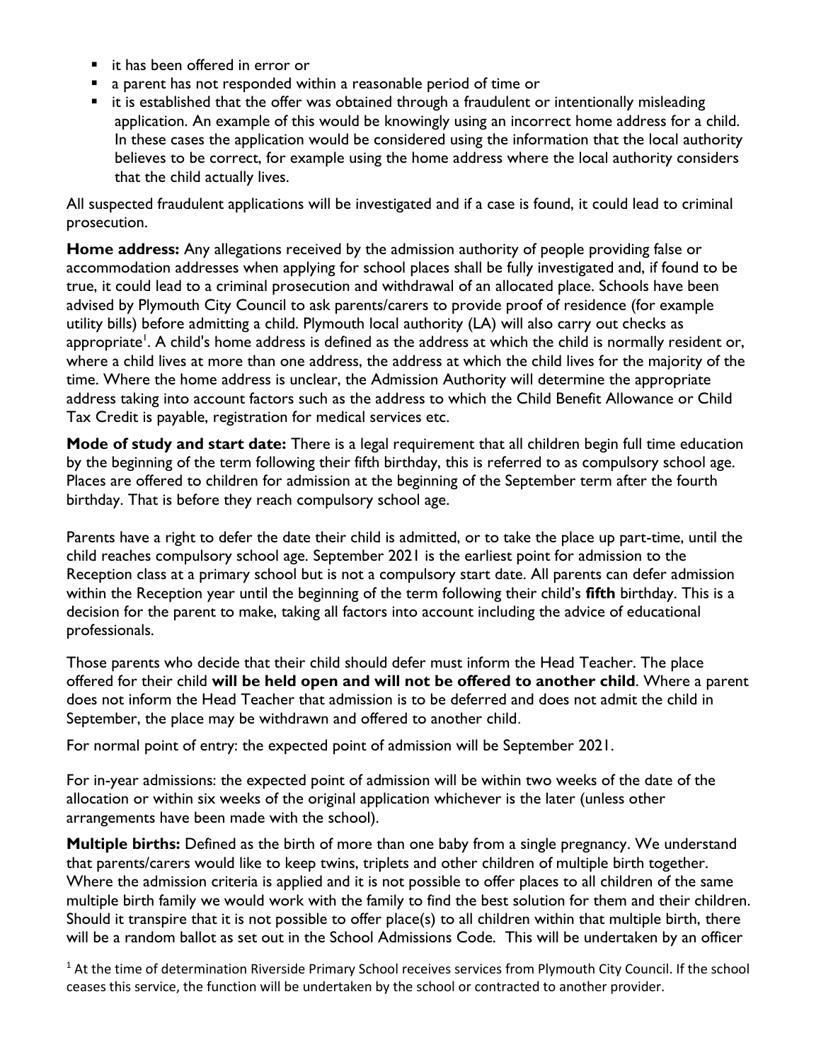- it has been offered in error or
- a parent has not responded within a reasonable period of time or
- it is established that the offer was obtained through a fraudulent or intentionally misleading application. An example of this would be knowingly using an incorrect home address for a child. In these cases the application would be considered using the information that the local authority believes to be correct, for example using the home address where the local authority considers that the child actually lives.

All suspected fraudulent applications will be investigated and if a case is found, it could lead to criminal prosecution.

**Home address:** Any allegations received by the admission authority of people providing false or accommodation addresses when applying for school places shall be fully investigated and, if found to be true, it could lead to a criminal prosecution and withdrawal of an allocated place. Schools have been advised by Plymouth City Council to ask parents/carers to provide proof of residence (for example utility bills) before admitting a child. Plymouth local authority (LA) will also carry out checks as appropriate[1]. A child's home address is defined as the address at which the child is normally resident or, where a child lives at more than one address, the address at which the child lives for the majority of the time. Where the home address is unclear, the Admission Authority will determine the appropriate address taking into account factors such as the address to which the Child Benefit Allowance or Child Tax Credit is payable, registration for medical services etc.

**Mode of study and start date:** There is a legal requirement that all children begin full time education by the beginning of the term following their fifth birthday, this is referred to as compulsory school age. Places are offered to children for admission at the beginning of the September term after the fourth birthday. That is before they reach compulsory school age.

Parents have a right to defer the date their child is admitted, or to take the place up part-time, until the child reaches compulsory school age. September 2021 is the earliest point for admission to the Reception class at a primary school but is not a compulsory start date. All parents can defer admission within the Reception year until the beginning of the term following their child's **fifth** birthday. This is a decision for the parent to make, taking all factors into account including the advice of educational professionals.

Those parents who decide that their child should defer must inform the Head Teacher. The place offered for their child **will be held open and will not be offered to another child**. Where a parent does not inform the Head Teacher that admission is to be deferred and does not admit the child in September, the place may be withdrawn and offered to another child.

For normal point of entry: the expected point of admission will be September 2021.

For in-year admissions: the expected point of admission will be within two weeks of the date of the allocation or within six weeks of the original application whichever is the later (unless other arrangements have been made with the school).

**Multiple births:** Defined as the birth of more than one baby from a single pregnancy. We understand that parents/carers would like to keep twins, triplets and other children of multiple birth together. Where the admission criteria is applied and it is not possible to offer places to all children of the same multiple birth family we would work with the family to find the best solution for them and their children. Should it transpire that it is not possible to offer place(s) to all children within that multiple birth, there will be a random ballot as set out in the School Admissions Code. This will be undertaken by an officer

[1] At the time of determination Riverside Primary School receives services from Plymouth City Council. If the school ceases this service, the function will be undertaken by the school or contracted to another provider.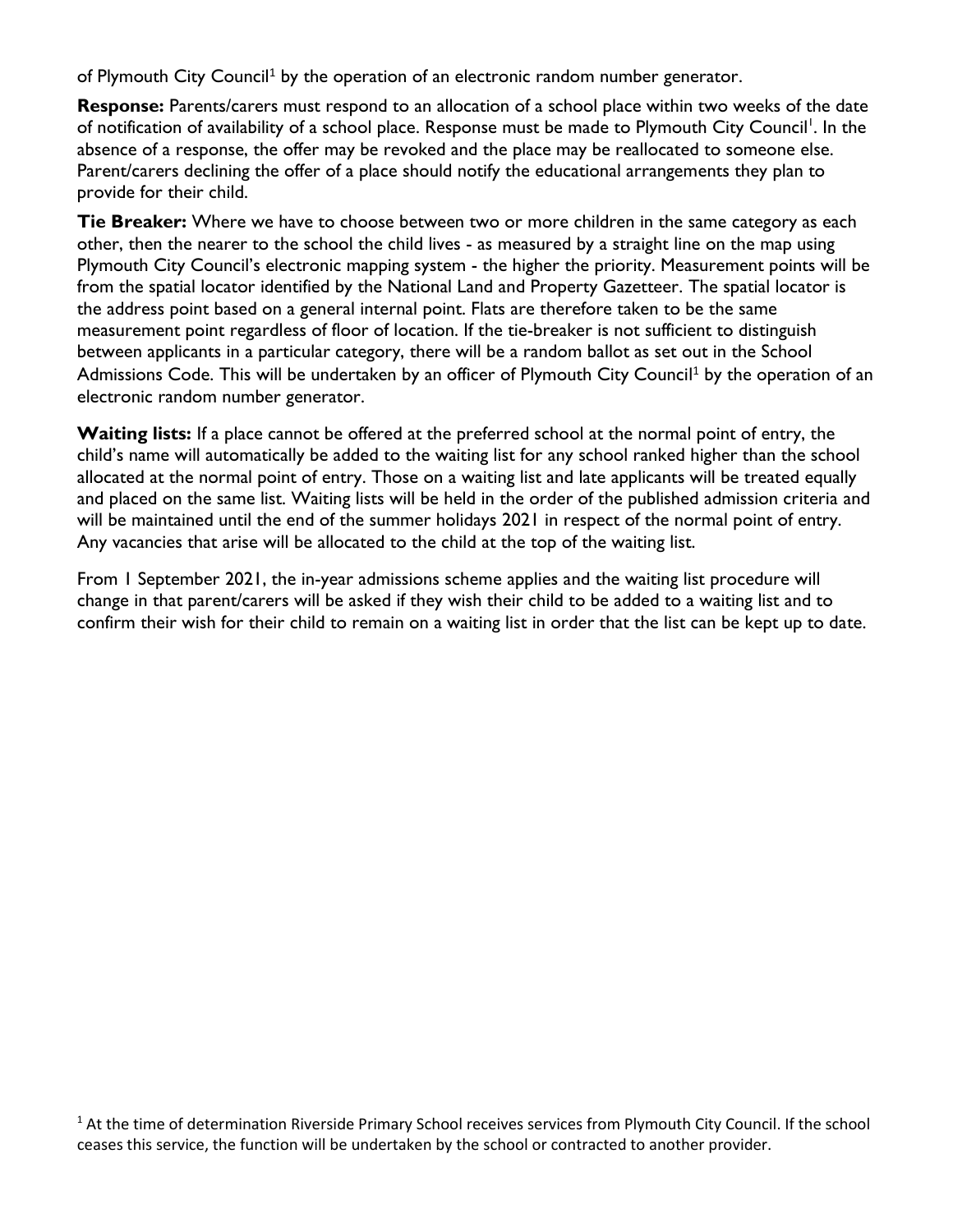of Plymouth City Council[1] by the operation of an electronic random number generator.

**Response:** Parents/carers must respond to an allocation of a school place within two weeks of the date of notification of availability of a school place. Response must be made to Plymouth City Council[1]. In the absence of a response, the offer may be revoked and the place may be reallocated to someone else. Parent/carers declining the offer of a place should notify the educational arrangements they plan to provide for their child.

**Tie Breaker:** Where we have to choose between two or more children in the same category as each other, then the nearer to the school the child lives - as measured by a straight line on the map using Plymouth City Council's electronic mapping system - the higher the priority. Measurement points will be from the spatial locator identified by the National Land and Property Gazetteer. The spatial locator is the address point based on a general internal point. Flats are therefore taken to be the same measurement point regardless of floor of location. If the tie-breaker is not sufficient to distinguish between applicants in a particular category, there will be a random ballot as set out in the School Admissions Code. This will be undertaken by an officer of Plymouth City Council[1] by the operation of an electronic random number generator.

**Waiting lists:** If a place cannot be offered at the preferred school at the normal point of entry, the child's name will automatically be added to the waiting list for any school ranked higher than the school allocated at the normal point of entry. Those on a waiting list and late applicants will be treated equally and placed on the same list. Waiting lists will be held in the order of the published admission criteria and will be maintained until the end of the summer holidays 2021 in respect of the normal point of entry. Any vacancies that arise will be allocated to the child at the top of the waiting list.

From 1 September 2021, the in-year admissions scheme applies and the waiting list procedure will change in that parent/carers will be asked if they wish their child to be added to a waiting list and to confirm their wish for their child to remain on a waiting list in order that the list can be kept up to date.

[1] At the time of determination Riverside Primary School receives services from Plymouth City Council. If the school ceases this service, the function will be undertaken by the school or contracted to another provider.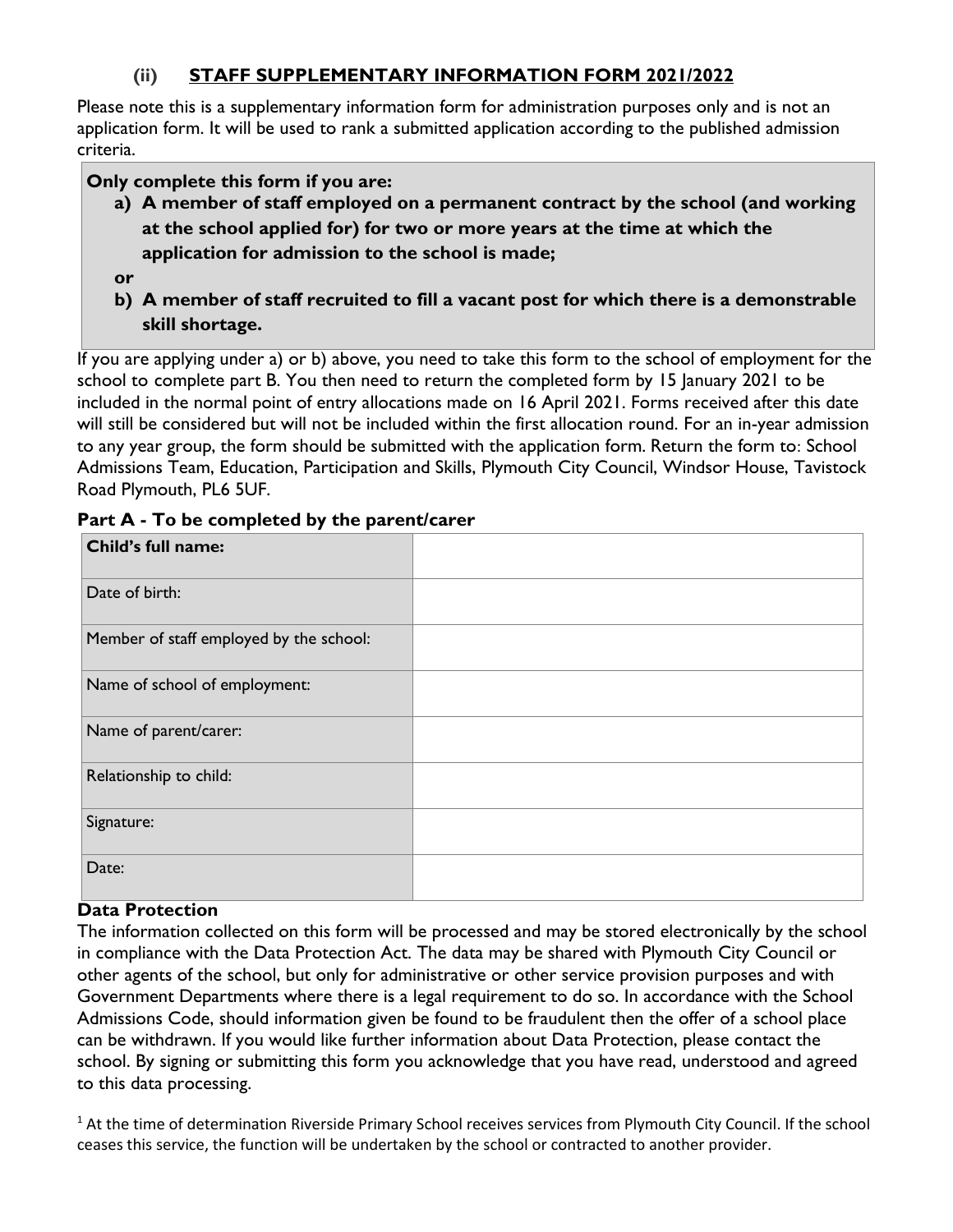## (ii) STAFF SUPPLEMENTARY INFORMATION FORM 2021/2022

Please note this is a supplementary information form for administration purposes only and is not an application form. It will be used to rank a submitted application according to the published admission criteria.

**Only complete this form if you are:**

**a) A member of staff employed on a permanent contract by the school (and working at the school applied for) for two or more years at the time at which the application for admission to the school is made;**

**or**

**b) A member of staff recruited to fill a vacant post for which there is a demonstrable skill shortage.**

If you are applying under a) or b) above, you need to take this form to the school of employment for the school to complete part B. You then need to return the completed form by 15 January 2021 to be included in the normal point of entry allocations made on 16 April 2021. Forms received after this date will still be considered but will not be included within the first allocation round. For an in-year admission to any year group, the form should be submitted with the application form. Return the form to: School Admissions Team, Education, Participation and Skills, Plymouth City Council, Windsor House, Tavistock Road Plymouth, PL6 5UF.

**Part A - To be completed by the parent/carer**

| | |
|---|---|
| **Child's full name:** | |
| Date of birth: | |
| Member of staff employed by the school: | |
| Name of school of employment: | |
| Name of parent/carer: | |
| Relationship to child: | |
| Signature: | |
| Date: | |

**Data Protection**

The information collected on this form will be processed and may be stored electronically by the school in compliance with the Data Protection Act. The data may be shared with Plymouth City Council or other agents of the school, but only for administrative or other service provision purposes and with Government Departments where there is a legal requirement to do so. In accordance with the School Admissions Code, should information given be found to be fraudulent then the offer of a school place can be withdrawn. If you would like further information about Data Protection, please contact the school. By signing or submitting this form you acknowledge that you have read, understood and agreed to this data processing.

[1] At the time of determination Riverside Primary School receives services from Plymouth City Council. If the school ceases this service, the function will be undertaken by the school or contracted to another provider.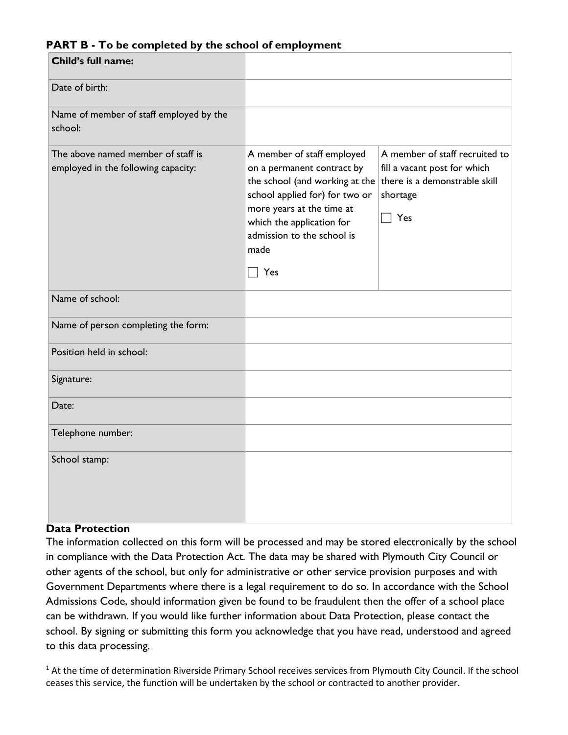**PART B - To be completed by the school of employment**

| | | |
|---|---|---|
| **Child's full name:** | | |
| Date of birth: | | |
| Name of member of staff employed by the school: | | |
| The above named member of staff is employed in the following capacity: | A member of staff employed on a permanent contract by the school (and working at the school applied for) for two or more years at the time at which the application for admission to the school is made<br><br>☐ Yes | A member of staff recruited to fill a vacant post for which there is a demonstrable skill shortage<br><br>☐ Yes |
| Name of school: | | |
| Name of person completing the form: | | |
| Position held in school: | | |
| Signature: | | |
| Date: | | |
| Telephone number: | | |
| School stamp: | | |

**Data Protection**

The information collected on this form will be processed and may be stored electronically by the school in compliance with the Data Protection Act. The data may be shared with Plymouth City Council or other agents of the school, but only for administrative or other service provision purposes and with Government Departments where there is a legal requirement to do so. In accordance with the School Admissions Code, should information given be found to be fraudulent then the offer of a school place can be withdrawn. If you would like further information about Data Protection, please contact the school. By signing or submitting this form you acknowledge that you have read, understood and agreed to this data processing.

[1] At the time of determination Riverside Primary School receives services from Plymouth City Council. If the school ceases this service, the function will be undertaken by the school or contracted to another provider.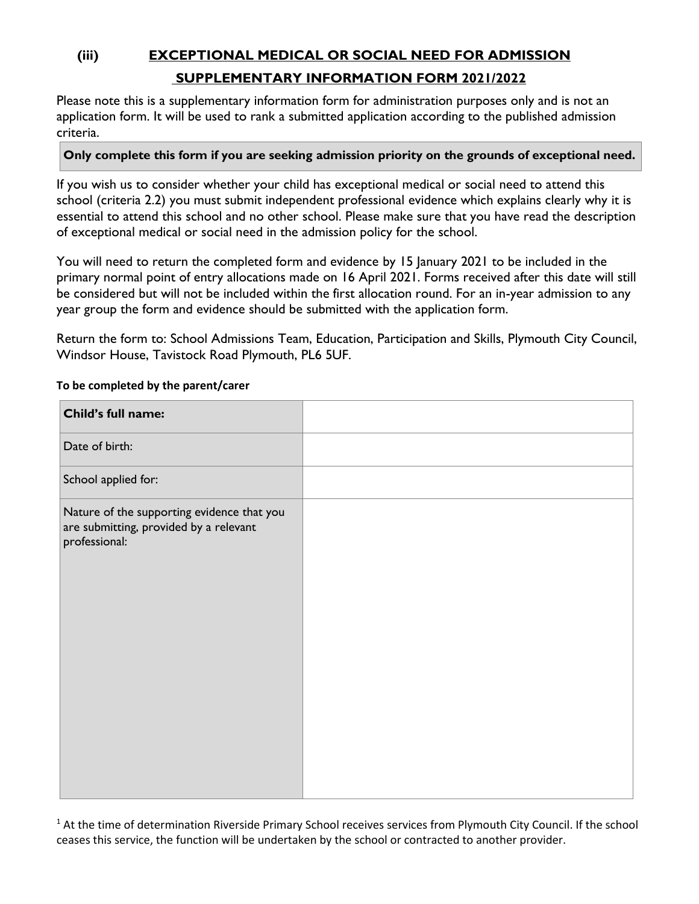## (iii) EXCEPTIONAL MEDICAL OR SOCIAL NEED FOR ADMISSION

## SUPPLEMENTARY INFORMATION FORM 2021/2022

Please note this is a supplementary information form for administration purposes only and is not an application form. It will be used to rank a submitted application according to the published admission criteria.

**Only complete this form if you are seeking admission priority on the grounds of exceptional need.**

If you wish us to consider whether your child has exceptional medical or social need to attend this school (criteria 2.2) you must submit independent professional evidence which explains clearly why it is essential to attend this school and no other school. Please make sure that you have read the description of exceptional medical or social need in the admission policy for the school.

You will need to return the completed form and evidence by 15 January 2021 to be included in the primary normal point of entry allocations made on 16 April 2021. Forms received after this date will still be considered but will not be included within the first allocation round. For an in-year admission to any year group the form and evidence should be submitted with the application form.

Return the form to: School Admissions Team, Education, Participation and Skills, Plymouth City Council, Windsor House, Tavistock Road Plymouth, PL6 5UF.

**To be completed by the parent/carer**

| | |
|---|---|
| **Child's full name:** | |
| Date of birth: | |
| School applied for: | |
| Nature of the supporting evidence that you are submitting, provided by a relevant professional: | |

[1] At the time of determination Riverside Primary School receives services from Plymouth City Council. If the school ceases this service, the function will be undertaken by the school or contracted to another provider.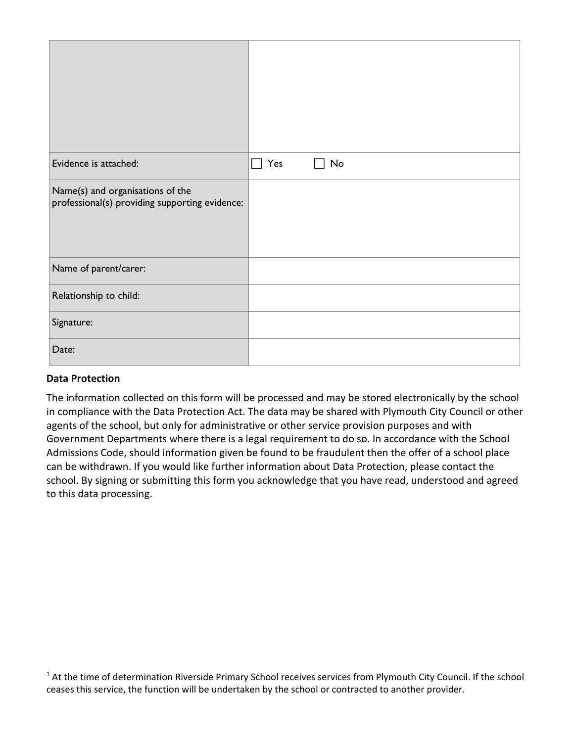| | |
|---|---|
| | |
| Evidence is attached: | ☐ Yes ☐ No |
| Name(s) and organisations of the professional(s) providing supporting evidence: | |
| Name of parent/carer: | |
| Relationship to child: | |
| Signature: | |
| Date: | |

**Data Protection**

The information collected on this form will be processed and may be stored electronically by the school in compliance with the Data Protection Act. The data may be shared with Plymouth City Council or other agents of the school, but only for administrative or other service provision purposes and with Government Departments where there is a legal requirement to do so. In accordance with the School Admissions Code, should information given be found to be fraudulent then the offer of a school place can be withdrawn. If you would like further information about Data Protection, please contact the school. By signing or submitting this form you acknowledge that you have read, understood and agreed to this data processing.

[1] At the time of determination Riverside Primary School receives services from Plymouth City Council. If the school ceases this service, the function will be undertaken by the school or contracted to another provider.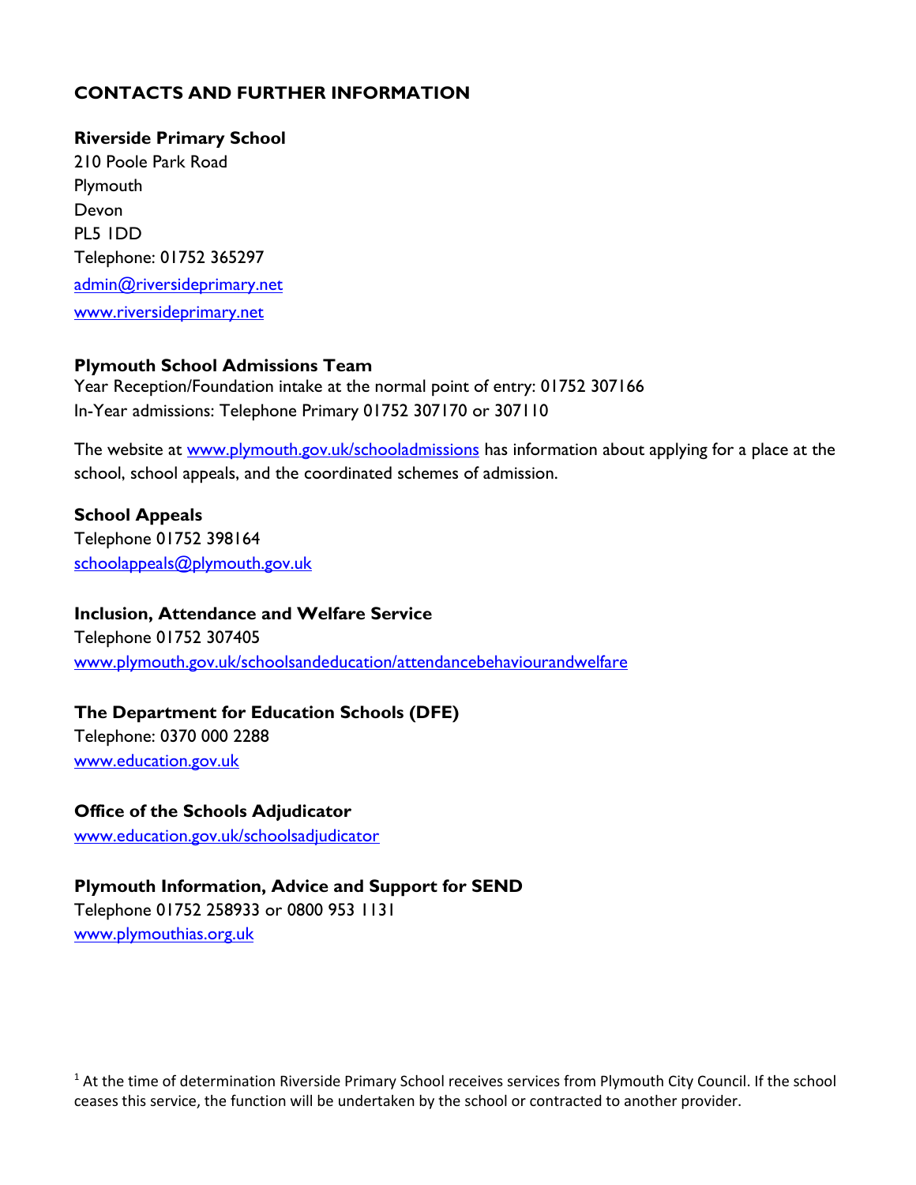## CONTACTS AND FURTHER INFORMATION

**Riverside Primary School**
210 Poole Park Road
Plymouth
Devon
PL5 1DD
Telephone: 01752 365297
admin@riversideprimary.net
www.riversideprimary.net

**Plymouth School Admissions Team**
Year Reception/Foundation intake at the normal point of entry: 01752 307166
In-Year admissions: Telephone Primary 01752 307170 or 307110

The website at www.plymouth.gov.uk/schooladmissions has information about applying for a place at the school, school appeals, and the coordinated schemes of admission.

**School Appeals**
Telephone 01752 398164
schoolappeals@plymouth.gov.uk

**Inclusion, Attendance and Welfare Service**
Telephone 01752 307405
www.plymouth.gov.uk/schoolsandeducation/attendancebehaviourandwelfare

**The Department for Education Schools (DFE)**
Telephone: 0370 000 2288
www.education.gov.uk

**Office of the Schools Adjudicator**
www.education.gov.uk/schoolsadjudicator

**Plymouth Information, Advice and Support for SEND**
Telephone 01752 258933 or 0800 953 1131
www.plymouthias.org.uk

[1] At the time of determination Riverside Primary School receives services from Plymouth City Council. If the school ceases this service, the function will be undertaken by the school or contracted to another provider.